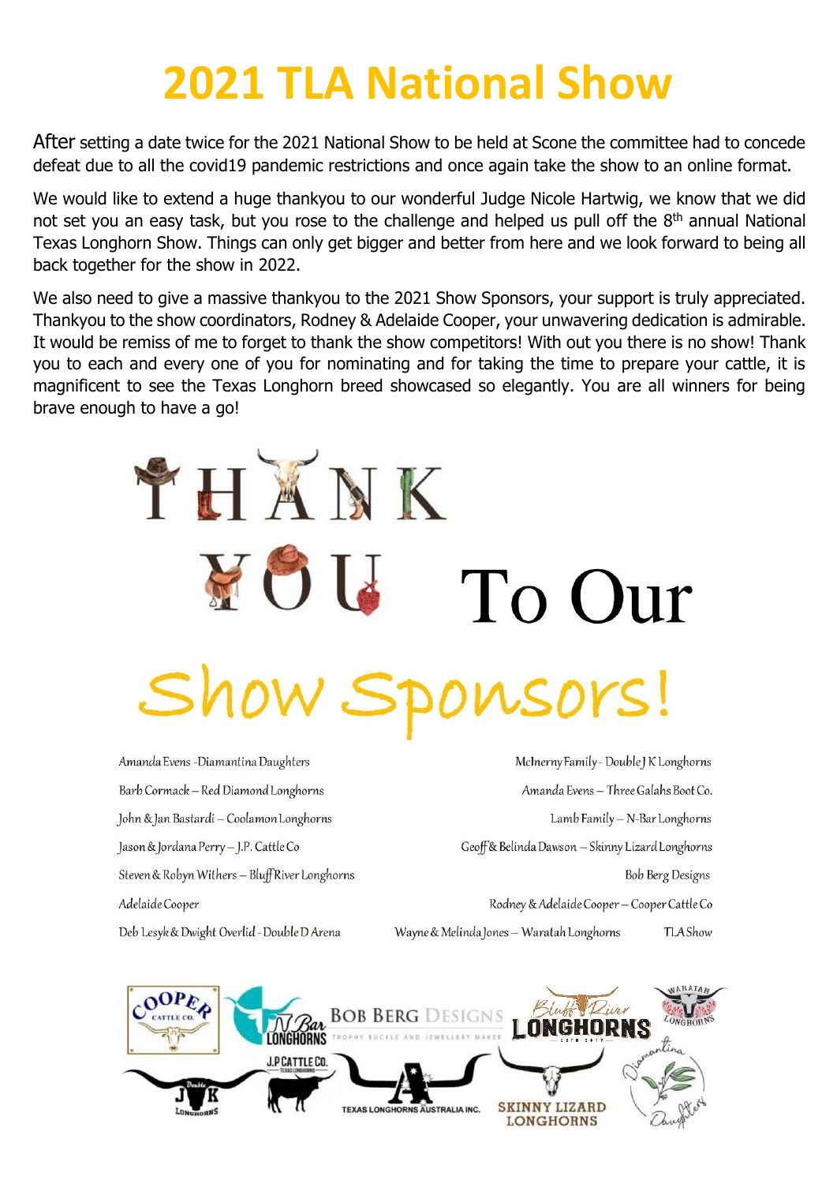# 2021 TLA National Show

After setting a date twice for the 2021 National Show to be held at Scone the committee had to concede defeat due to all the covid19 pandemic restrictions and once again take the show to an online format.

We would like to extend a huge thankyou to our wonderful Judge Nicole Hartwig, we know that we did not set you an easy task, but you rose to the challenge and helped us pull off the 8th annual National Texas Longhorn Show. Things can only get bigger and better from here and we look forward to being all back together for the show in 2022.

We also need to give a massive thankyou to the 2021 Show Sponsors, your support is truly appreciated. Thankyou to the show coordinators, Rodney & Adelaide Cooper, your unwavering dedication is admirable. It would be remiss of me to forget to thank the show competitors! With out you there is no show! Thank you to each and every one of you for nominating and for taking the time to prepare your cattle, it is magnificent to see the Texas Longhorn breed showcased so elegantly. You are all winners for being brave enough to have a go!

## THANK YOU To Our Show Sponsors!

- Amanda Evens - Diamantina Daughters
- Barb Cormack – Red Diamond Longhorns
- John & Jan Bastardi – Coolamon Longhorns
- Jason & Jordana Perry – J.P. Cattle Co
- Steven & Robyn Withers – Bluff River Longhorns
- Adelaide Cooper
- Deb Lesyk & Dwight Overlid - Double D Arena
- McInerny Family - Double J K Longhorns
- Amanda Evens – Three Galahs Boot Co.
- Lamb Family – N-Bar Longhorns
- Geoff & Belinda Dawson – Skinny Lizard Longhorns
- Bob Berg Designs
- Rodney & Adelaide Cooper – Cooper Cattle Co
- Wayne & Melinda Jones – Waratah Longhorns
- TLA Show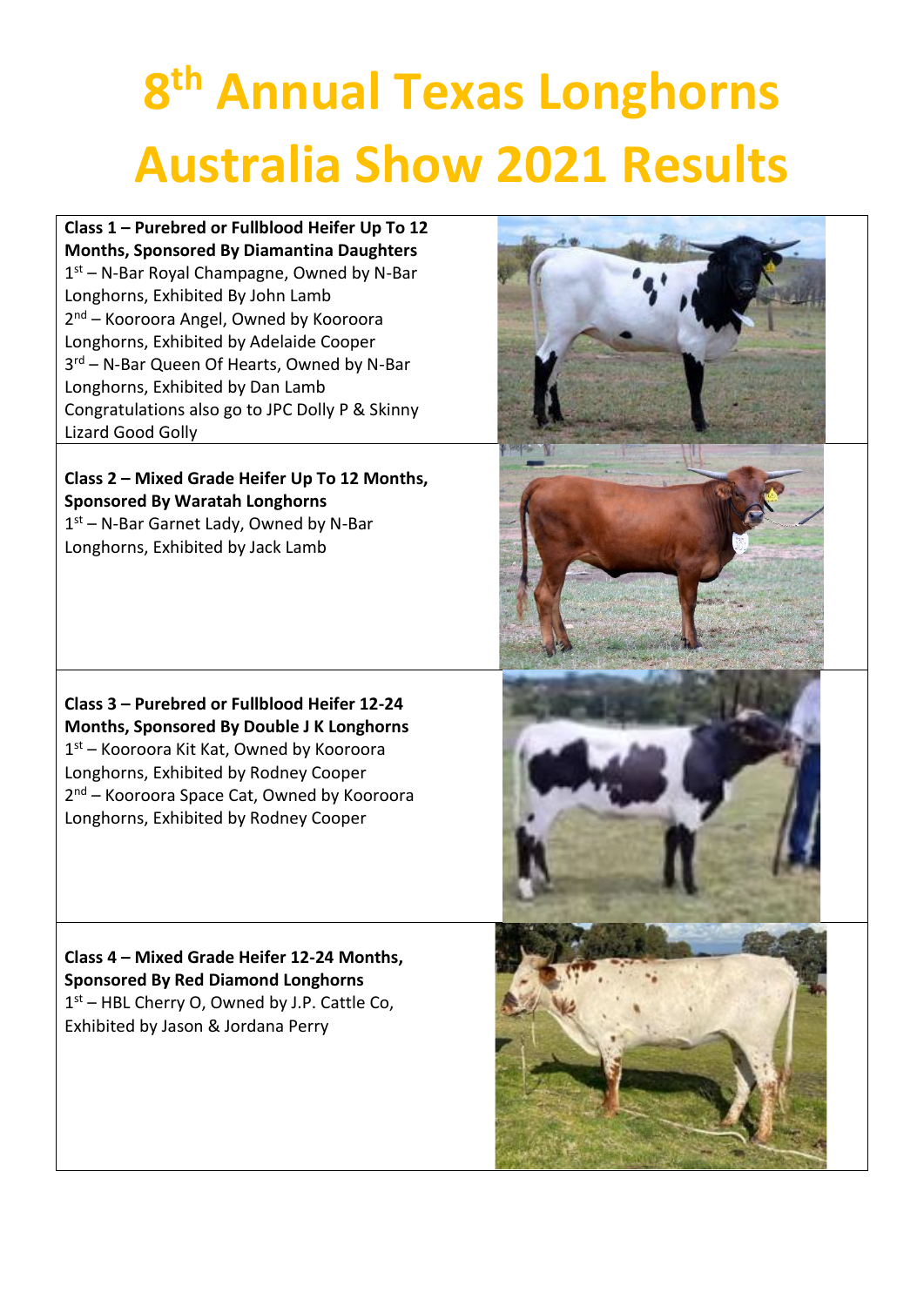# 8th Annual Texas Longhorns Australia Show 2021 Results

**Class 1 – Purebred or Fullblood Heifer Up To 12 Months, Sponsored By Diamantina Daughters**

1st – N-Bar Royal Champagne, Owned by N-Bar Longhorns, Exhibited By John Lamb

2nd – Kooroora Angel, Owned by Kooroora Longhorns, Exhibited by Adelaide Cooper

3rd – N-Bar Queen Of Hearts, Owned by N-Bar Longhorns, Exhibited by Dan Lamb

Congratulations also go to JPC Dolly P & Skinny Lizard Good Golly

**Class 2 – Mixed Grade Heifer Up To 12 Months, Sponsored By Waratah Longhorns**

1st – N-Bar Garnet Lady, Owned by N-Bar Longhorns, Exhibited by Jack Lamb

**Class 3 – Purebred or Fullblood Heifer 12-24 Months, Sponsored By Double J K Longhorns**

1st – Kooroora Kit Kat, Owned by Kooroora Longhorns, Exhibited by Rodney Cooper

2nd – Kooroora Space Cat, Owned by Kooroora Longhorns, Exhibited by Rodney Cooper

**Class 4 – Mixed Grade Heifer 12-24 Months, Sponsored By Red Diamond Longhorns**

1st – HBL Cherry O, Owned by J.P. Cattle Co, Exhibited by Jason & Jordana Perry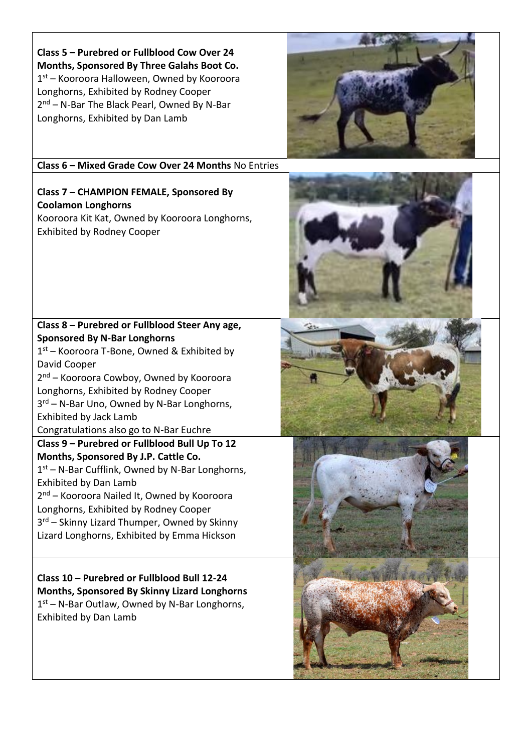**Class 5 – Purebred or Fullblood Cow Over 24 Months, Sponsored By Three Galahs Boot Co.**
1st – Kooroora Halloween, Owned by Kooroora Longhorns, Exhibited by Rodney Cooper
2nd – N-Bar The Black Pearl, Owned By N-Bar Longhorns, Exhibited by Dan Lamb

**Class 6 – Mixed Grade Cow Over 24 Months** No Entries

**Class 7 – CHAMPION FEMALE, Sponsored By Coolamon Longhorns**
Kooroora Kit Kat, Owned by Kooroora Longhorns, Exhibited by Rodney Cooper

**Class 8 – Purebred or Fullblood Steer Any age, Sponsored By N-Bar Longhorns**
1st – Kooroora T-Bone, Owned & Exhibited by David Cooper
2nd – Kooroora Cowboy, Owned by Kooroora Longhorns, Exhibited by Rodney Cooper
3rd – N-Bar Uno, Owned by N-Bar Longhorns, Exhibited by Jack Lamb
Congratulations also go to N-Bar Euchre

**Class 9 – Purebred or Fullblood Bull Up To 12 Months, Sponsored By J.P. Cattle Co.**
1st – N-Bar Cufflink, Owned by N-Bar Longhorns, Exhibited by Dan Lamb
2nd – Kooroora Nailed It, Owned by Kooroora Longhorns, Exhibited by Rodney Cooper
3rd – Skinny Lizard Thumper, Owned by Skinny Lizard Longhorns, Exhibited by Emma Hickson

**Class 10 – Purebred or Fullblood Bull 12-24 Months, Sponsored By Skinny Lizard Longhorns**
1st – N-Bar Outlaw, Owned by N-Bar Longhorns, Exhibited by Dan Lamb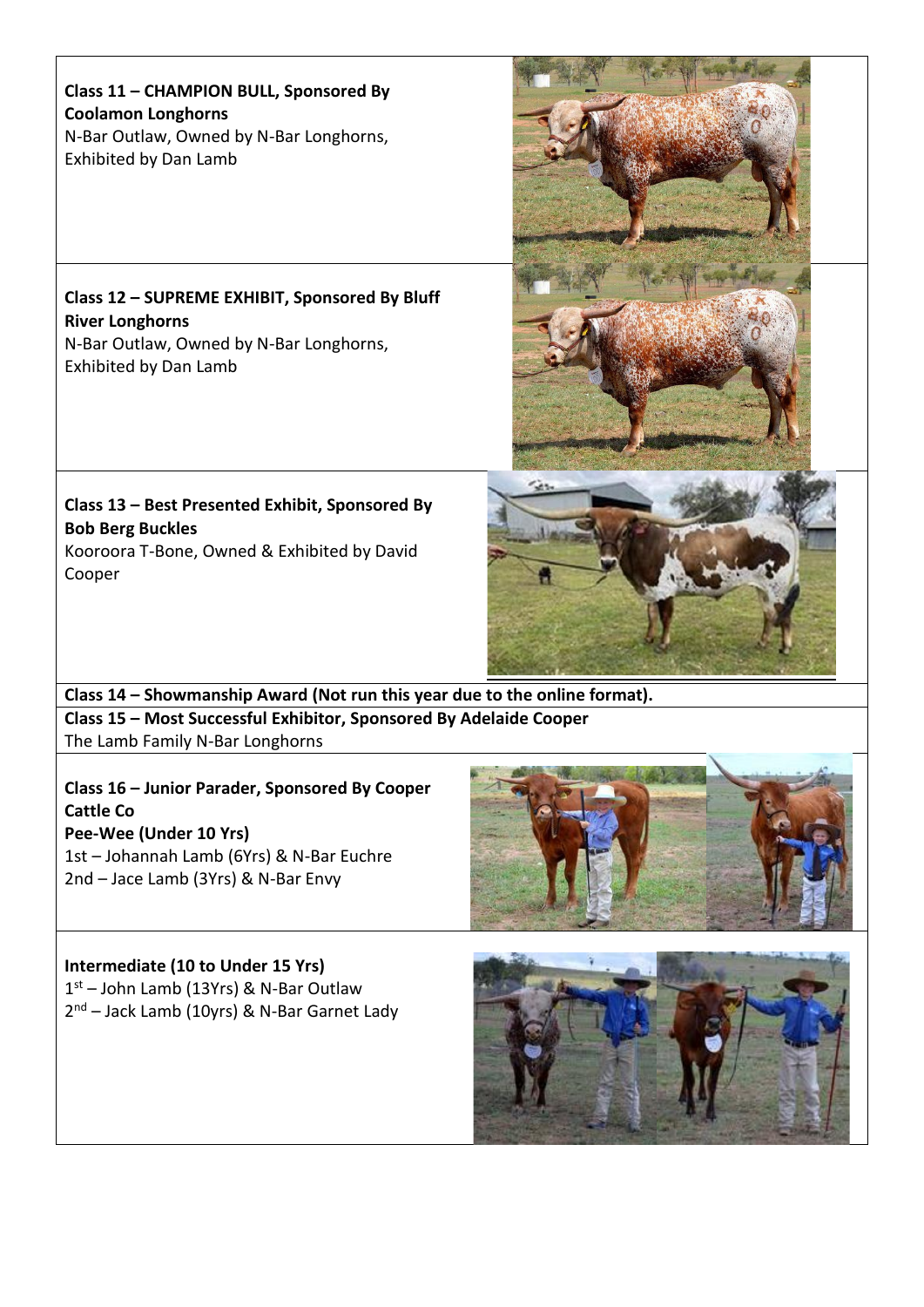**Class 11 – CHAMPION BULL, Sponsored By Coolamon Longhorns**
N-Bar Outlaw, Owned by N-Bar Longhorns, Exhibited by Dan Lamb

**Class 12 – SUPREME EXHIBIT, Sponsored By Bluff River Longhorns**
N-Bar Outlaw, Owned by N-Bar Longhorns, Exhibited by Dan Lamb

**Class 13 – Best Presented Exhibit, Sponsored By Bob Berg Buckles**
Kooroora T-Bone, Owned & Exhibited by David Cooper

**Class 14 – Showmanship Award (Not run this year due to the online format).**

**Class 15 – Most Successful Exhibitor, Sponsored By Adelaide Cooper**
The Lamb Family N-Bar Longhorns

**Class 16 – Junior Parader, Sponsored By Cooper Cattle Co**

**Pee-Wee (Under 10 Yrs)**
1st – Johannah Lamb (6Yrs) & N-Bar Euchre
2nd – Jace Lamb (3Yrs) & N-Bar Envy

**Intermediate (10 to Under 15 Yrs)**
1st – John Lamb (13Yrs) & N-Bar Outlaw
2nd – Jack Lamb (10yrs) & N-Bar Garnet Lady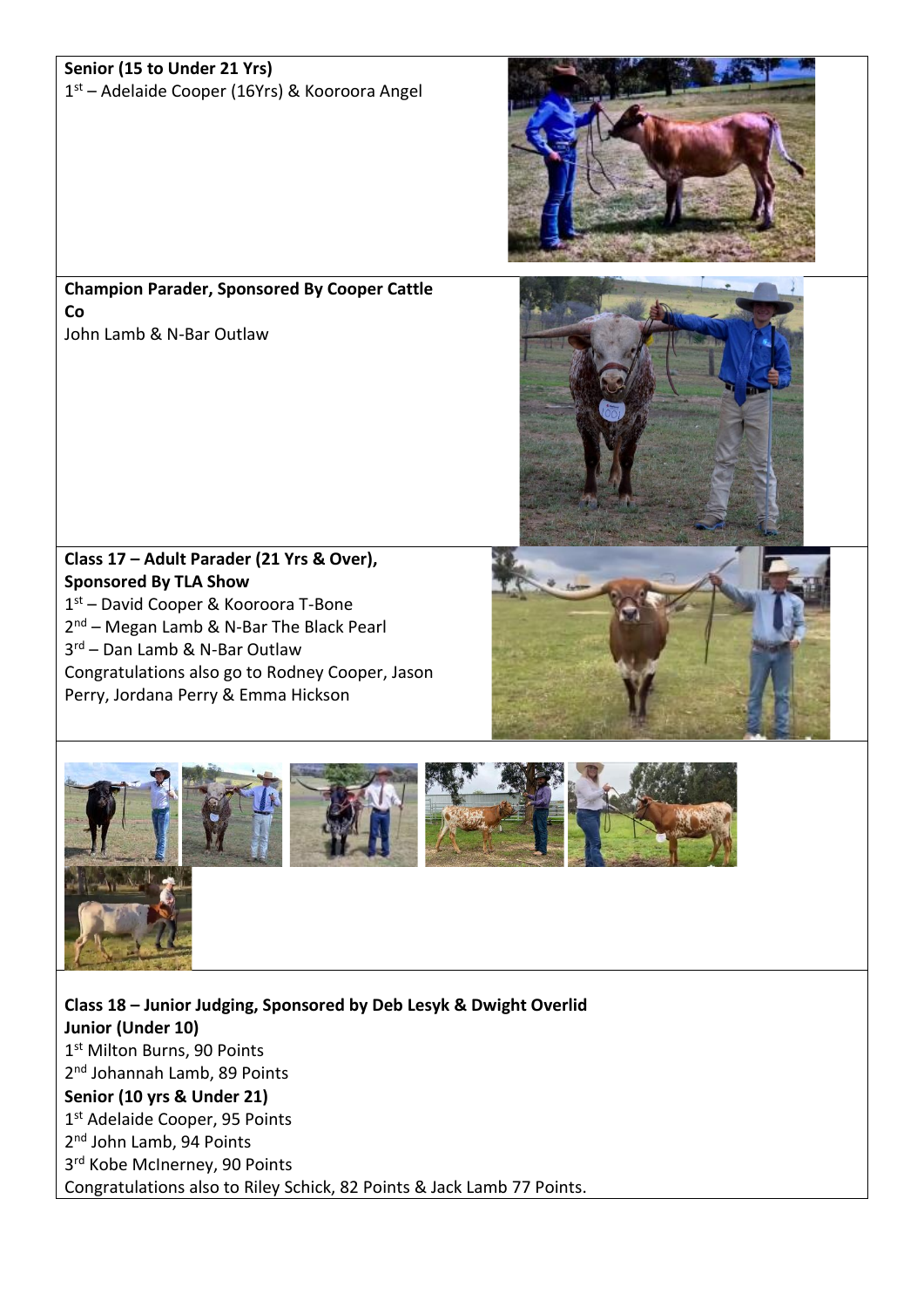**Senior (15 to Under 21 Yrs)**

1st – Adelaide Cooper (16Yrs) & Kooroora Angel

**Champion Parader, Sponsored By Cooper Cattle Co**

John Lamb & N-Bar Outlaw

**Class 17 – Adult Parader (21 Yrs & Over), Sponsored By TLA Show**

1st – David Cooper & Kooroora T-Bone

2nd – Megan Lamb & N-Bar The Black Pearl

3rd – Dan Lamb & N-Bar Outlaw

Congratulations also go to Rodney Cooper, Jason Perry, Jordana Perry & Emma Hickson

**Class 18 – Junior Judging, Sponsored by Deb Lesyk & Dwight Overlid**

**Junior (Under 10)**

1st Milton Burns, 90 Points

2nd Johannah Lamb, 89 Points

**Senior (10 yrs & Under 21)**

1st Adelaide Cooper, 95 Points

2nd John Lamb, 94 Points

3rd Kobe McInerney, 90 Points

Congratulations also to Riley Schick, 82 Points & Jack Lamb 77 Points.